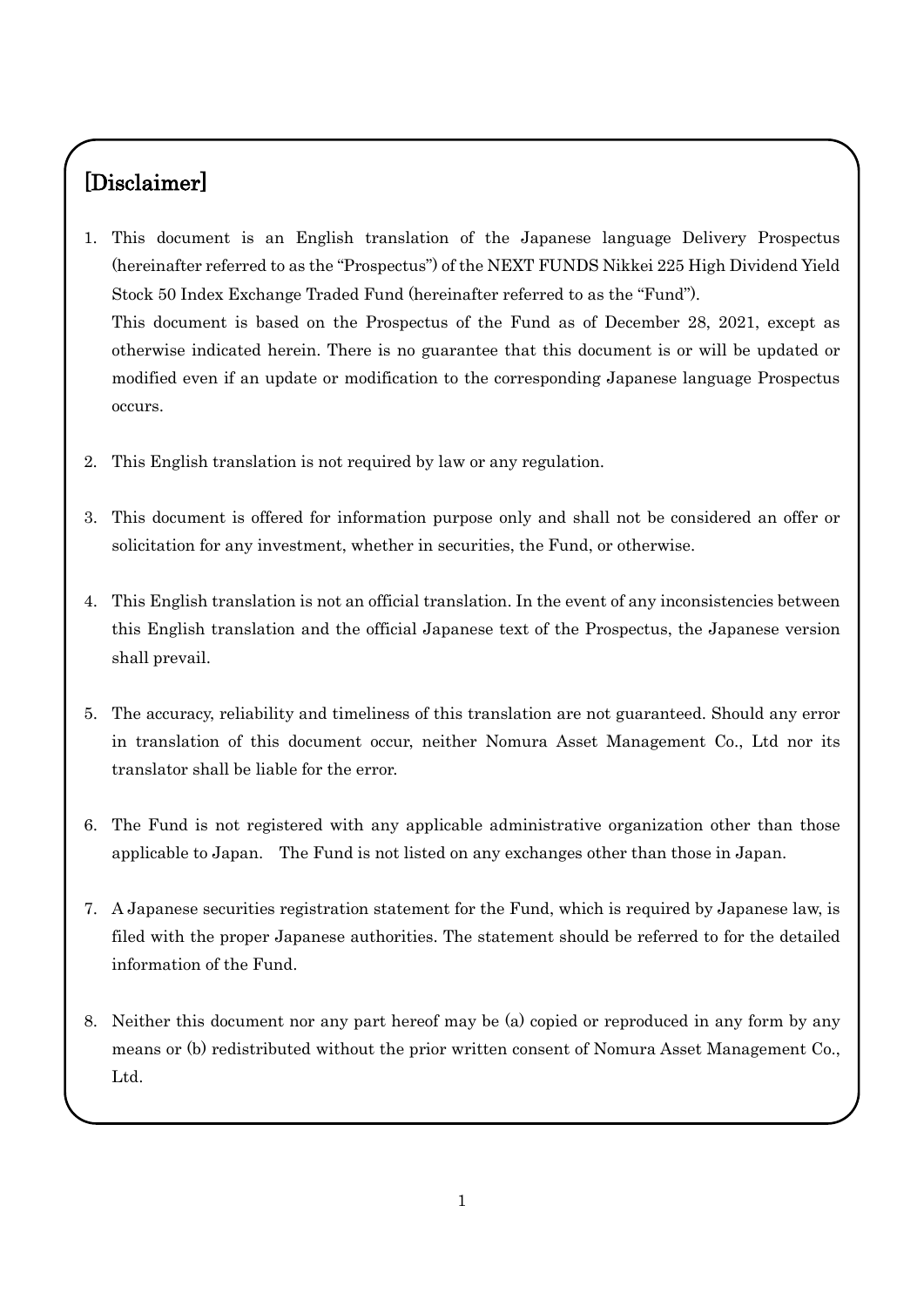# [Disclaimer]

1. This document is an English translation of the Japanese language Delivery Prospectus (hereinafter referred to as the "Prospectus") of the NEXT FUNDS Nikkei 225 High Dividend Yield Stock 50 Index Exchange Traded Fund (hereinafter referred to as the "Fund").
   This document is based on the Prospectus of the Fund as of December 28, 2021, except as otherwise indicated herein. There is no guarantee that this document is or will be updated or modified even if an update or modification to the corresponding Japanese language Prospectus occurs.

2. This English translation is not required by law or any regulation.

3. This document is offered for information purpose only and shall not be considered an offer or solicitation for any investment, whether in securities, the Fund, or otherwise.

4. This English translation is not an official translation. In the event of any inconsistencies between this English translation and the official Japanese text of the Prospectus, the Japanese version shall prevail.

5. The accuracy, reliability and timeliness of this translation are not guaranteed. Should any error in translation of this document occur, neither Nomura Asset Management Co., Ltd nor its translator shall be liable for the error.

6. The Fund is not registered with any applicable administrative organization other than those applicable to Japan. The Fund is not listed on any exchanges other than those in Japan.

7. A Japanese securities registration statement for the Fund, which is required by Japanese law, is filed with the proper Japanese authorities. The statement should be referred to for the detailed information of the Fund.

8. Neither this document nor any part hereof may be (a) copied or reproduced in any form by any means or (b) redistributed without the prior written consent of Nomura Asset Management Co., Ltd.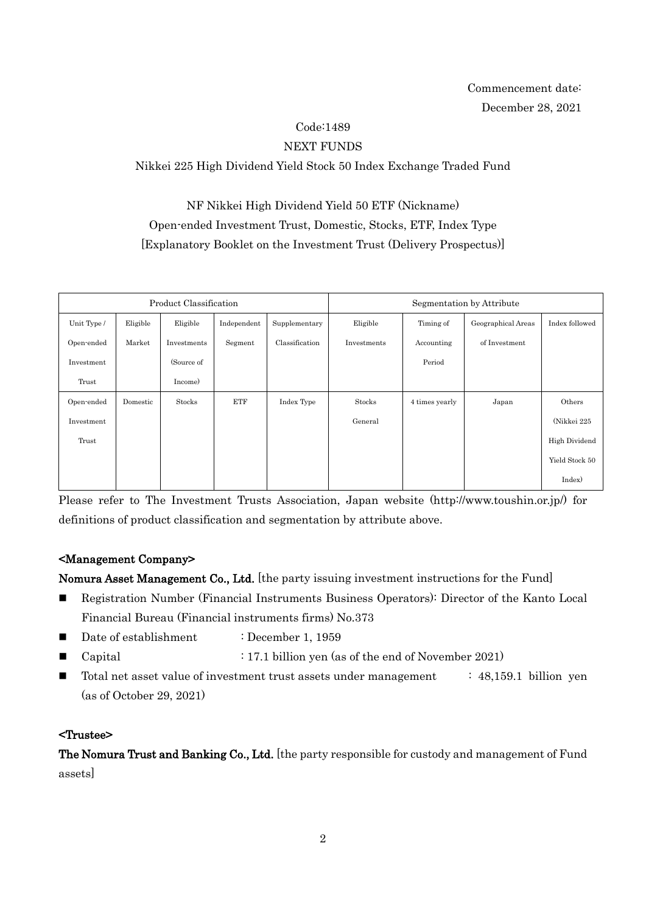Commencement date:
December 28, 2021

Code:1489

NEXT FUNDS

Nikkei 225 High Dividend Yield Stock 50 Index Exchange Traded Fund

NF Nikkei High Dividend Yield 50 ETF (Nickname)

Open-ended Investment Trust, Domestic, Stocks, ETF, Index Type

[Explanatory Booklet on the Investment Trust (Delivery Prospectus)]

| Product Classification | | | | | Segmentation by Attribute | | | |
|---|---|---|---|---|---|---|---|---|
| Unit Type / Open-ended Investment Trust | Eligible Market | Eligible Investments (Source of Income) | Independent Segment | Supplementary Classification | Eligible Investments | Timing of Accounting Period | Geographical Areas of Investment | Index followed |
| Open-ended Investment Trust | Domestic | Stocks | ETF | Index Type | Stocks General | 4 times yearly | Japan | Others (Nikkei 225 High Dividend Yield Stock 50 Index) |

Please refer to The Investment Trusts Association, Japan website (http://www.toushin.or.jp/) for definitions of product classification and segmentation by attribute above.

**<Management Company>**

**Nomura Asset Management Co., Ltd.** [the party issuing investment instructions for the Fund]

- Registration Number (Financial Instruments Business Operators): Director of the Kanto Local Financial Bureau (Financial instruments firms) No.373
- Date of establishment : December 1, 1959
- Capital : 17.1 billion yen (as of the end of November 2021)
- Total net asset value of investment trust assets under management : 48,159.1 billion yen (as of October 29, 2021)

**<Trustee>**

**The Nomura Trust and Banking Co., Ltd.** [the party responsible for custody and management of Fund assets]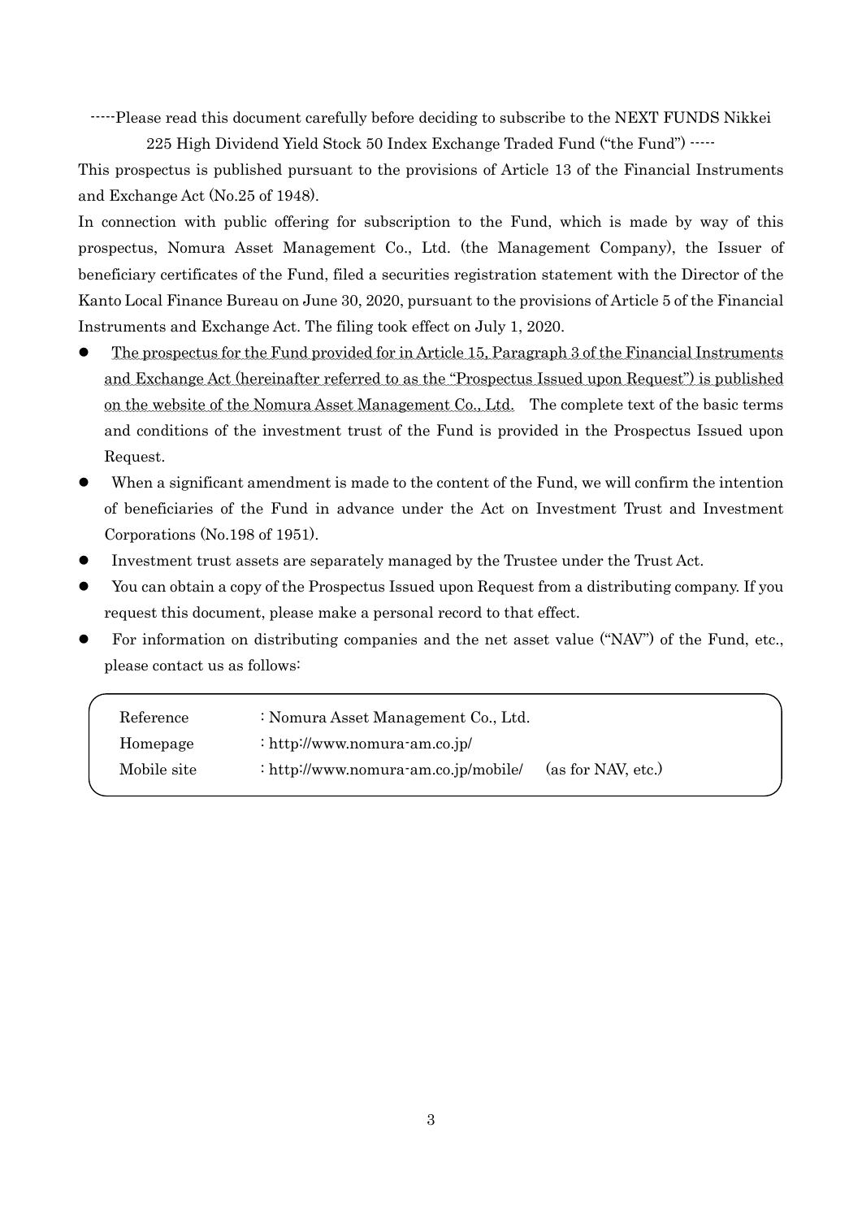-----Please read this document carefully before deciding to subscribe to the NEXT FUNDS Nikkei 225 High Dividend Yield Stock 50 Index Exchange Traded Fund ("the Fund") -----

This prospectus is published pursuant to the provisions of Article 13 of the Financial Instruments and Exchange Act (No.25 of 1948).

In connection with public offering for subscription to the Fund, which is made by way of this prospectus, Nomura Asset Management Co., Ltd. (the Management Company), the Issuer of beneficiary certificates of the Fund, filed a securities registration statement with the Director of the Kanto Local Finance Bureau on June 30, 2020, pursuant to the provisions of Article 5 of the Financial Instruments and Exchange Act. The filing took effect on July 1, 2020.

- The prospectus for the Fund provided for in Article 15, Paragraph 3 of the Financial Instruments and Exchange Act (hereinafter referred to as the "Prospectus Issued upon Request") is published on the website of the Nomura Asset Management Co., Ltd. The complete text of the basic terms and conditions of the investment trust of the Fund is provided in the Prospectus Issued upon Request.
- When a significant amendment is made to the content of the Fund, we will confirm the intention of beneficiaries of the Fund in advance under the Act on Investment Trust and Investment Corporations (No.198 of 1951).
- Investment trust assets are separately managed by the Trustee under the Trust Act.
- You can obtain a copy of the Prospectus Issued upon Request from a distributing company. If you request this document, please make a personal record to that effect.
- For information on distributing companies and the net asset value ("NAV") of the Fund, etc., please contact us as follows:

| | |
|---|---|
| Reference | : Nomura Asset Management Co., Ltd. |
| Homepage | : http://www.nomura-am.co.jp/ |
| Mobile site | : http://www.nomura-am.co.jp/mobile/ (as for NAV, etc.) |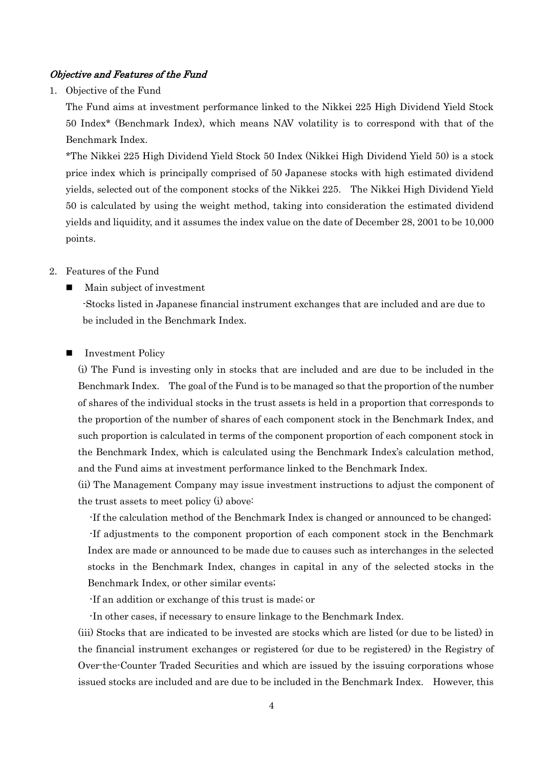## *Objective and Features of the Fund*

1. Objective of the Fund

   The Fund aims at investment performance linked to the Nikkei 225 High Dividend Yield Stock 50 Index* (Benchmark Index), which means NAV volatility is to correspond with that of the Benchmark Index.

   *The Nikkei 225 High Dividend Yield Stock 50 Index (Nikkei High Dividend Yield 50) is a stock price index which is principally comprised of 50 Japanese stocks with high estimated dividend yields, selected out of the component stocks of the Nikkei 225. The Nikkei High Dividend Yield 50 is calculated by using the weight method, taking into consideration the estimated dividend yields and liquidity, and it assumes the index value on the date of December 28, 2001 to be 10,000 points.

2. Features of the Fund

   - Main subject of investment

     -Stocks listed in Japanese financial instrument exchanges that are included and are due to be included in the Benchmark Index.

   - Investment Policy

     (i) The Fund is investing only in stocks that are included and are due to be included in the Benchmark Index. The goal of the Fund is to be managed so that the proportion of the number of shares of the individual stocks in the trust assets is held in a proportion that corresponds to the proportion of the number of shares of each component stock in the Benchmark Index, and such proportion is calculated in terms of the component proportion of each component stock in the Benchmark Index, which is calculated using the Benchmark Index's calculation method, and the Fund aims at investment performance linked to the Benchmark Index.

     (ii) The Management Company may issue investment instructions to adjust the component of the trust assets to meet policy (i) above:

     -If the calculation method of the Benchmark Index is changed or announced to be changed;

     -If adjustments to the component proportion of each component stock in the Benchmark Index are made or announced to be made due to causes such as interchanges in the selected stocks in the Benchmark Index, changes in capital in any of the selected stocks in the Benchmark Index, or other similar events;

     -If an addition or exchange of this trust is made; or

     -In other cases, if necessary to ensure linkage to the Benchmark Index.

     (iii) Stocks that are indicated to be invested are stocks which are listed (or due to be listed) in the financial instrument exchanges or registered (or due to be registered) in the Registry of Over-the-Counter Traded Securities and which are issued by the issuing corporations whose issued stocks are included and are due to be included in the Benchmark Index. However, this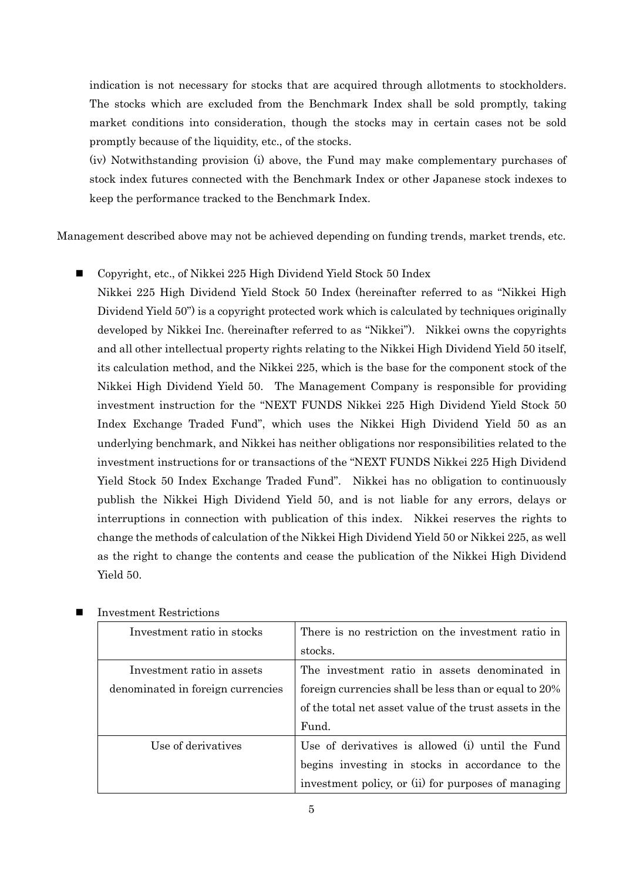indication is not necessary for stocks that are acquired through allotments to stockholders. The stocks which are excluded from the Benchmark Index shall be sold promptly, taking market conditions into consideration, though the stocks may in certain cases not be sold promptly because of the liquidity, etc., of the stocks.

(iv) Notwithstanding provision (i) above, the Fund may make complementary purchases of stock index futures connected with the Benchmark Index or other Japanese stock indexes to keep the performance tracked to the Benchmark Index.

Management described above may not be achieved depending on funding trends, market trends, etc.

- Copyright, etc., of Nikkei 225 High Dividend Yield Stock 50 Index

  Nikkei 225 High Dividend Yield Stock 50 Index (hereinafter referred to as "Nikkei High Dividend Yield 50") is a copyright protected work which is calculated by techniques originally developed by Nikkei Inc. (hereinafter referred to as "Nikkei"). Nikkei owns the copyrights and all other intellectual property rights relating to the Nikkei High Dividend Yield 50 itself, its calculation method, and the Nikkei 225, which is the base for the component stock of the Nikkei High Dividend Yield 50. The Management Company is responsible for providing investment instruction for the "NEXT FUNDS Nikkei 225 High Dividend Yield Stock 50 Index Exchange Traded Fund", which uses the Nikkei High Dividend Yield 50 as an underlying benchmark, and Nikkei has neither obligations nor responsibilities related to the investment instructions for or transactions of the "NEXT FUNDS Nikkei 225 High Dividend Yield Stock 50 Index Exchange Traded Fund". Nikkei has no obligation to continuously publish the Nikkei High Dividend Yield 50, and is not liable for any errors, delays or interruptions in connection with publication of this index. Nikkei reserves the rights to change the methods of calculation of the Nikkei High Dividend Yield 50 or Nikkei 225, as well as the right to change the contents and cease the publication of the Nikkei High Dividend Yield 50.

- Investment Restrictions

| Investment ratio in stocks | There is no restriction on the investment ratio in stocks. |
|---|---|
| Investment ratio in assets denominated in foreign currencies | The investment ratio in assets denominated in foreign currencies shall be less than or equal to 20% of the total net asset value of the trust assets in the Fund. |
| Use of derivatives | Use of derivatives is allowed (i) until the Fund begins investing in stocks in accordance to the investment policy, or (ii) for purposes of managing |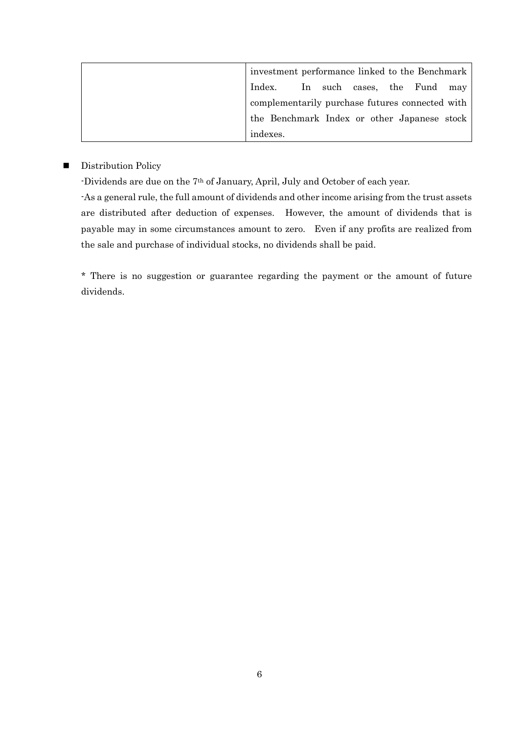| | |
|---|---|
| | investment performance linked to the Benchmark Index. In such cases, the Fund may complementarily purchase futures connected with the Benchmark Index or other Japanese stock indexes. |

- Distribution Policy

  -Dividends are due on the 7th of January, April, July and October of each year.

  -As a general rule, the full amount of dividends and other income arising from the trust assets are distributed after deduction of expenses. However, the amount of dividends that is payable may in some circumstances amount to zero. Even if any profits are realized from the sale and purchase of individual stocks, no dividends shall be paid.

  * There is no suggestion or guarantee regarding the payment or the amount of future dividends.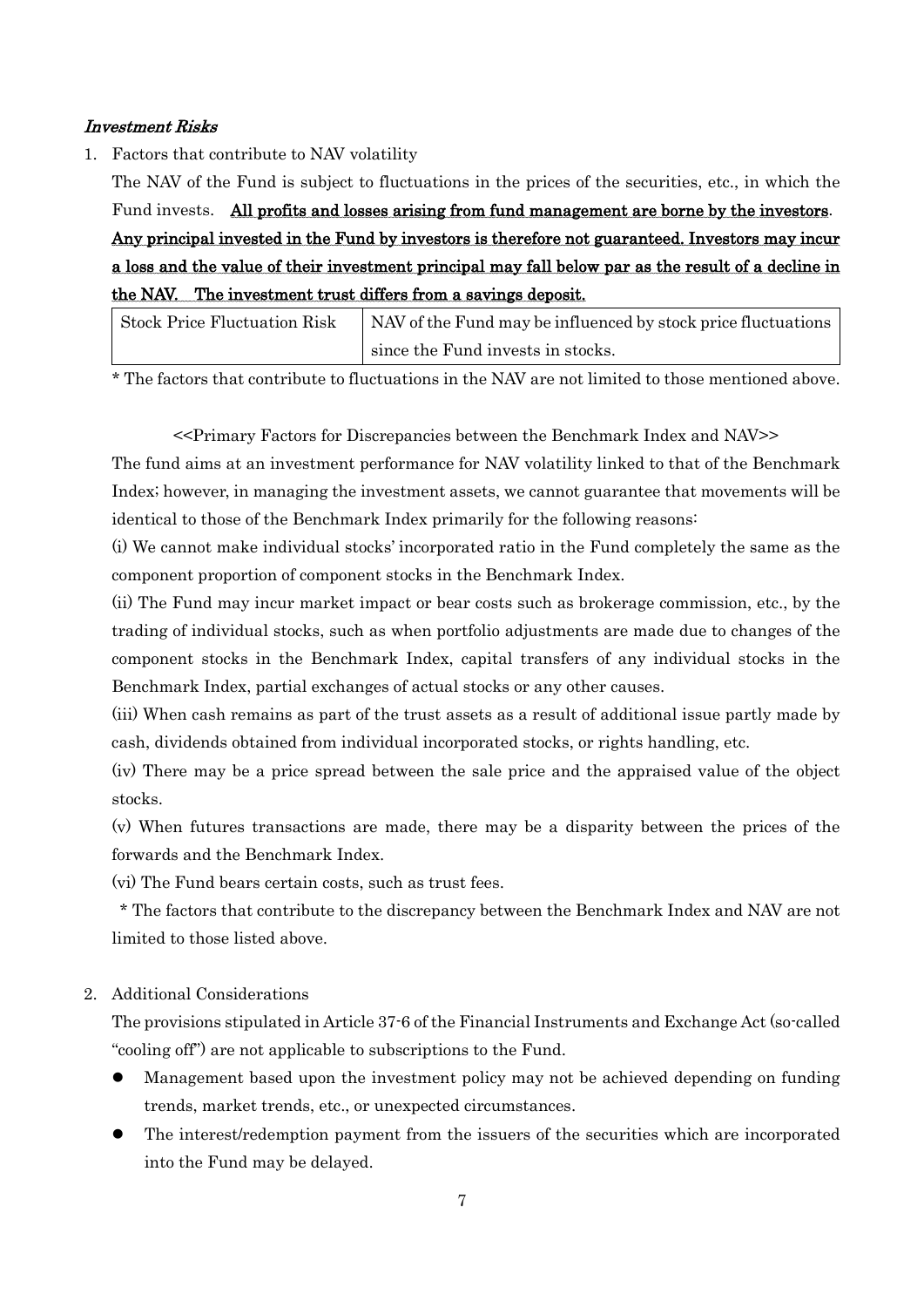## *Investment Risks*

1. Factors that contribute to NAV volatility

   The NAV of the Fund is subject to fluctuations in the prices of the securities, etc., in which the Fund invests. **All profits and losses arising from fund management are borne by the investors. Any principal invested in the Fund by investors is therefore not guaranteed. Investors may incur a loss and the value of their investment principal may fall below par as the result of a decline in the NAV. The investment trust differs from a savings deposit.**

| Stock Price Fluctuation Risk | NAV of the Fund may be influenced by stock price fluctuations since the Fund invests in stocks. |
|---|---|

   \* The factors that contribute to fluctuations in the NAV are not limited to those mentioned above.

   <<Primary Factors for Discrepancies between the Benchmark Index and NAV>>

   The fund aims at an investment performance for NAV volatility linked to that of the Benchmark Index; however, in managing the investment assets, we cannot guarantee that movements will be identical to those of the Benchmark Index primarily for the following reasons:

   (i) We cannot make individual stocks' incorporated ratio in the Fund completely the same as the component proportion of component stocks in the Benchmark Index.

   (ii) The Fund may incur market impact or bear costs such as brokerage commission, etc., by the trading of individual stocks, such as when portfolio adjustments are made due to changes of the component stocks in the Benchmark Index, capital transfers of any individual stocks in the Benchmark Index, partial exchanges of actual stocks or any other causes.

   (iii) When cash remains as part of the trust assets as a result of additional issue partly made by cash, dividends obtained from individual incorporated stocks, or rights handling, etc.

   (iv) There may be a price spread between the sale price and the appraised value of the object stocks.

   (v) When futures transactions are made, there may be a disparity between the prices of the forwards and the Benchmark Index.

   (vi) The Fund bears certain costs, such as trust fees.

   \* The factors that contribute to the discrepancy between the Benchmark Index and NAV are not limited to those listed above.

2. Additional Considerations

   The provisions stipulated in Article 37-6 of the Financial Instruments and Exchange Act (so-called "cooling off") are not applicable to subscriptions to the Fund.

   - Management based upon the investment policy may not be achieved depending on funding trends, market trends, etc., or unexpected circumstances.
   - The interest/redemption payment from the issuers of the securities which are incorporated into the Fund may be delayed.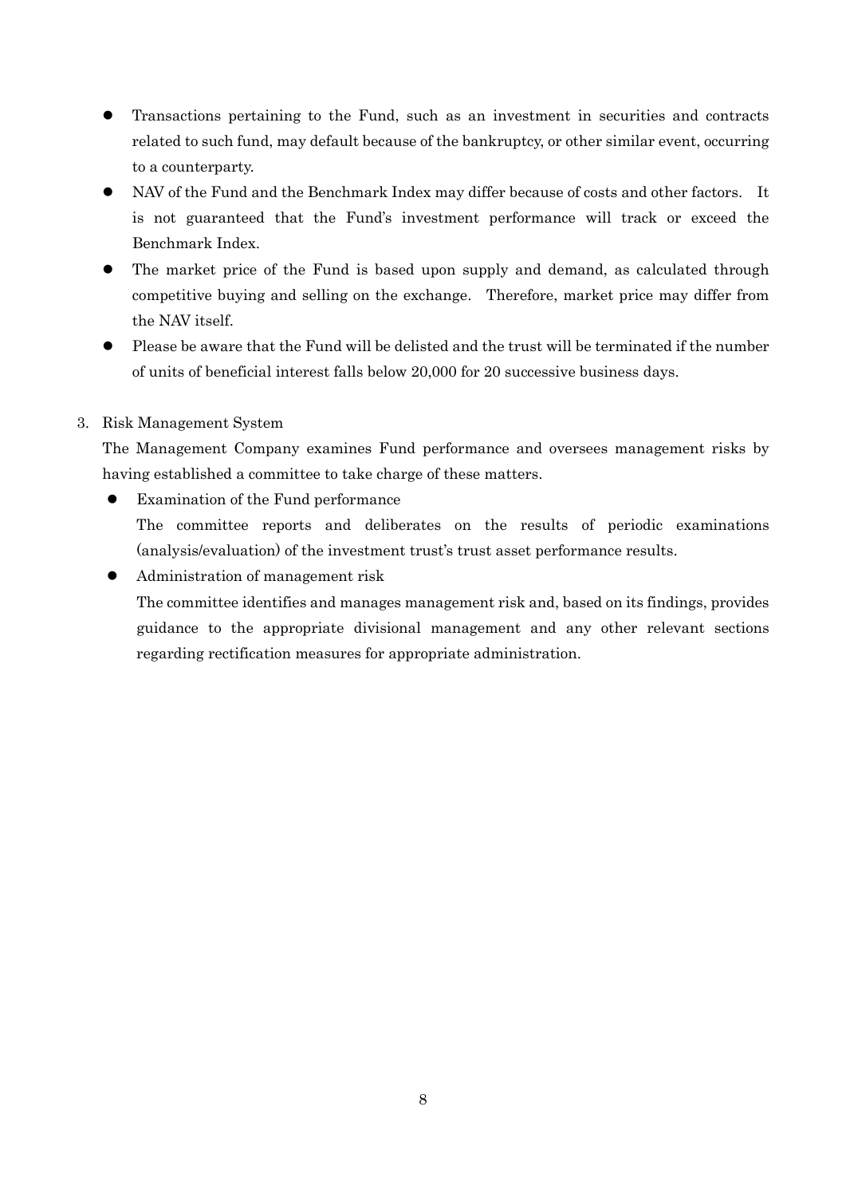- Transactions pertaining to the Fund, such as an investment in securities and contracts related to such fund, may default because of the bankruptcy, or other similar event, occurring to a counterparty.
- NAV of the Fund and the Benchmark Index may differ because of costs and other factors. It is not guaranteed that the Fund's investment performance will track or exceed the Benchmark Index.
- The market price of the Fund is based upon supply and demand, as calculated through competitive buying and selling on the exchange. Therefore, market price may differ from the NAV itself.
- Please be aware that the Fund will be delisted and the trust will be terminated if the number of units of beneficial interest falls below 20,000 for 20 successive business days.

3. Risk Management System

The Management Company examines Fund performance and oversees management risks by having established a committee to take charge of these matters.

- Examination of the Fund performance

  The committee reports and deliberates on the results of periodic examinations (analysis/evaluation) of the investment trust's trust asset performance results.

- Administration of management risk

  The committee identifies and manages management risk and, based on its findings, provides guidance to the appropriate divisional management and any other relevant sections regarding rectification measures for appropriate administration.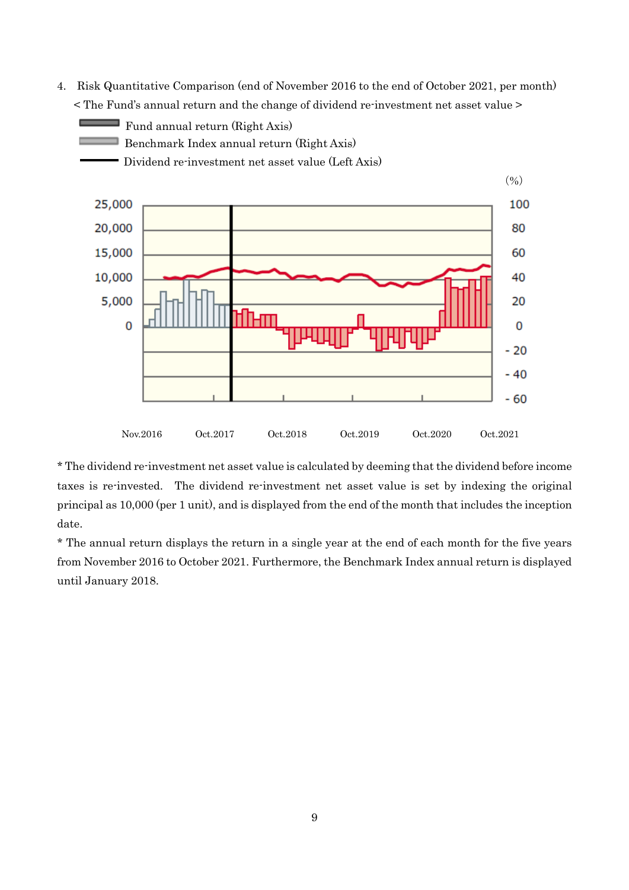4. Risk Quantitative Comparison (end of November 2016 to the end of October 2021, per month)

< The Fund's annual return and the change of dividend re-investment net asset value >

- Fund annual return (Right Axis)
- Benchmark Index annual return (Right Axis)
- Dividend re-investment net asset value (Left Axis)

(%)

Left axis: 25,000 / 20,000 / 15,000 / 10,000 / 5,000 / 0

Right axis: 100 / 80 / 60 / 40 / 20 / 0 / - 20 / - 40 / - 60

Nov.2016 Oct.2017 Oct.2018 Oct.2019 Oct.2020 Oct.2021

* The dividend re-investment net asset value is calculated by deeming that the dividend before income taxes is re-invested. The dividend re-investment net asset value is set by indexing the original principal as 10,000 (per 1 unit), and is displayed from the end of the month that includes the inception date.

* The annual return displays the return in a single year at the end of each month for the five years from November 2016 to October 2021. Furthermore, the Benchmark Index annual return is displayed until January 2018.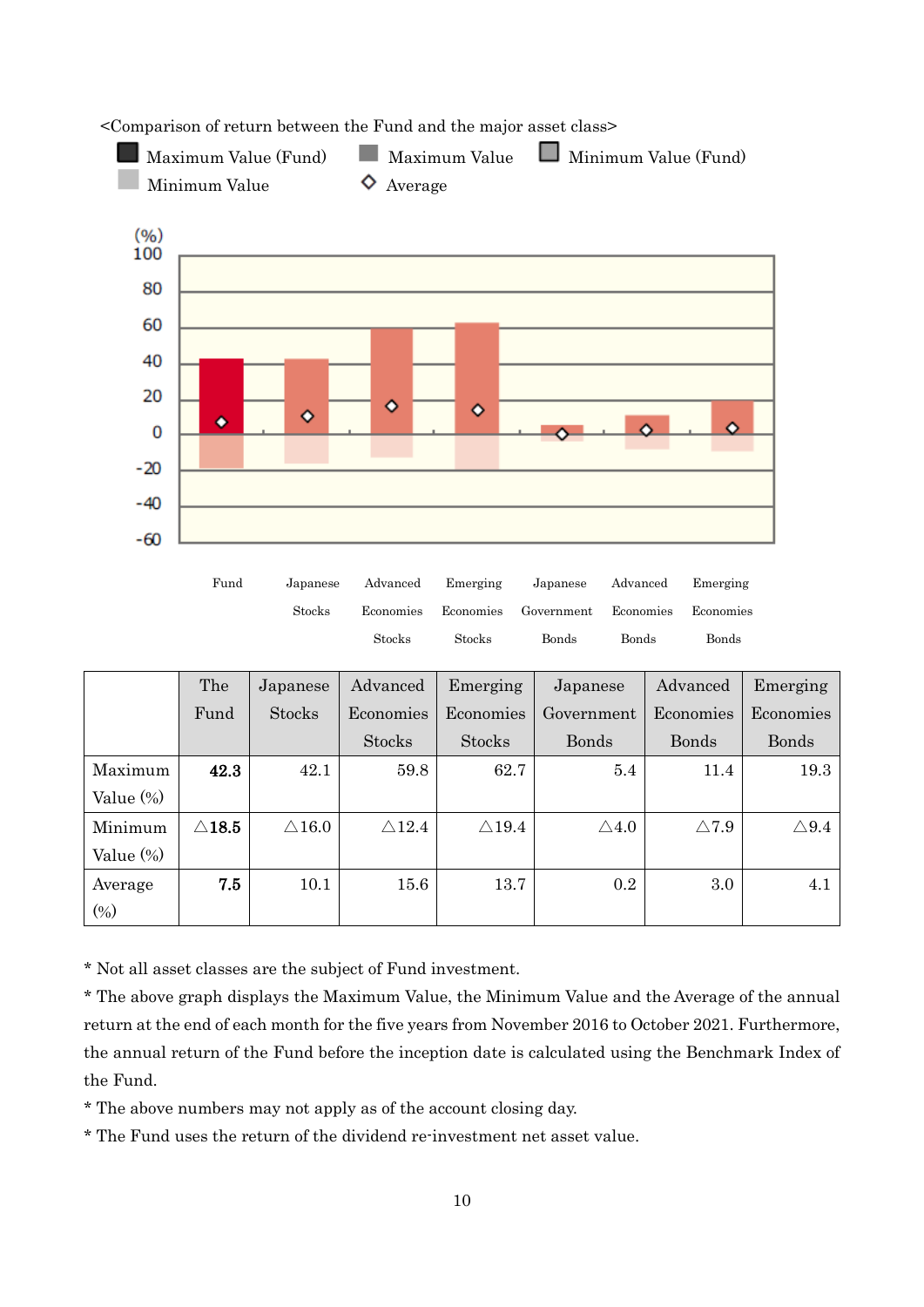<Comparison of return between the Fund and the major asset class>

Maximum Value (Fund) | Maximum Value | Minimum Value (Fund) | Minimum Value | Average

|  | The Fund | Japanese Stocks | Advanced Economies Stocks | Emerging Economies Stocks | Japanese Government Bonds | Advanced Economies Bonds | Emerging Economies Bonds |
|---|---|---|---|---|---|---|---|
| Maximum Value (%) | **42.3** | 42.1 | 59.8 | 62.7 | 5.4 | 11.4 | 19.3 |
| Minimum Value (%) | **△18.5** | △16.0 | △12.4 | △19.4 | △4.0 | △7.9 | △9.4 |
| Average (%) | **7.5** | 10.1 | 15.6 | 13.7 | 0.2 | 3.0 | 4.1 |

* Not all asset classes are the subject of Fund investment.
* The above graph displays the Maximum Value, the Minimum Value and the Average of the annual return at the end of each month for the five years from November 2016 to October 2021. Furthermore, the annual return of the Fund before the inception date is calculated using the Benchmark Index of the Fund.
* The above numbers may not apply as of the account closing day.
* The Fund uses the return of the dividend re-investment net asset value.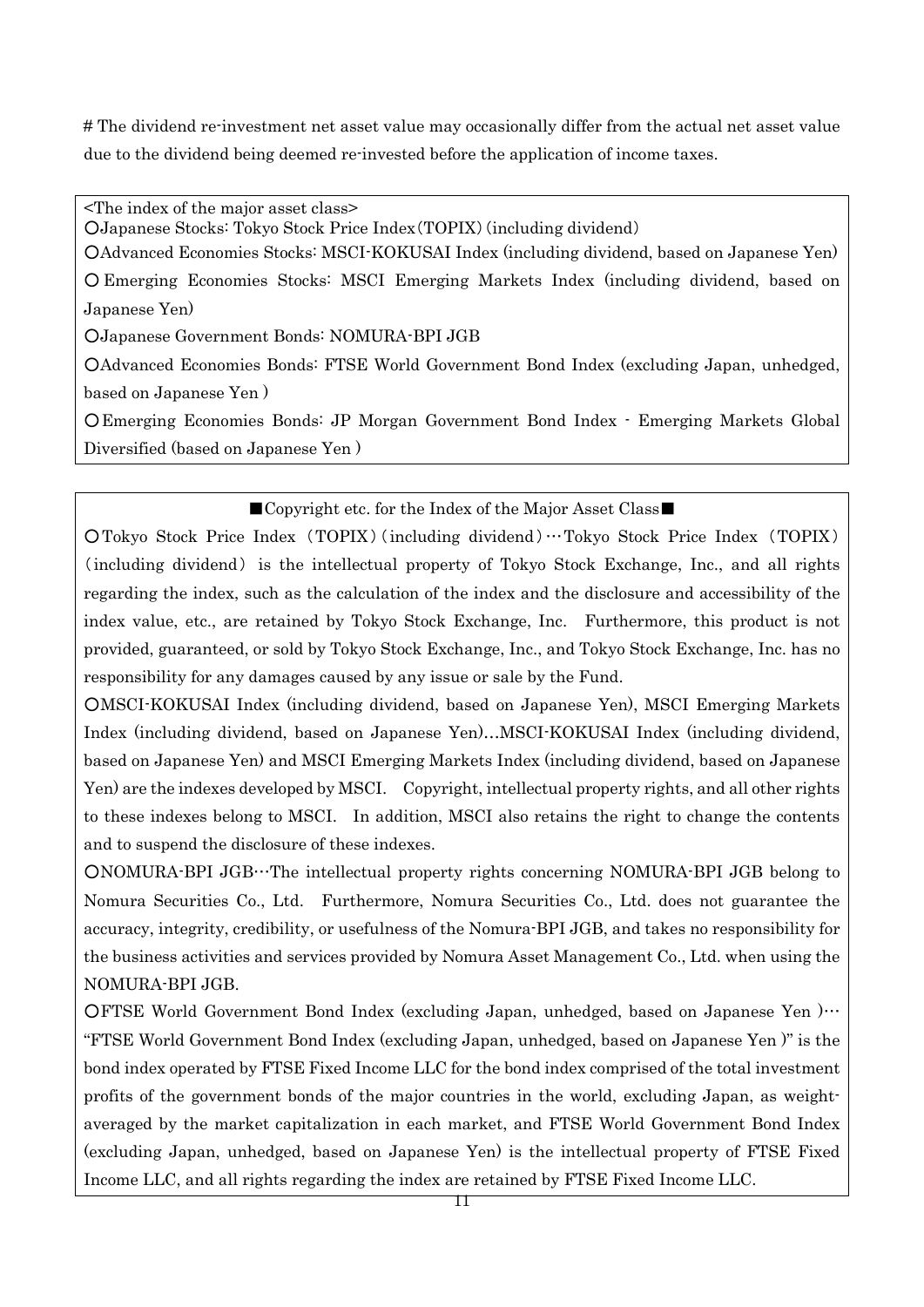# The dividend re-investment net asset value may occasionally differ from the actual net asset value due to the dividend being deemed re-invested before the application of income taxes.

<The index of the major asset class>

○Japanese Stocks: Tokyo Stock Price Index(TOPIX) (including dividend)

○Advanced Economies Stocks: MSCI-KOKUSAI Index (including dividend, based on Japanese Yen)

○ Emerging Economies Stocks: MSCI Emerging Markets Index (including dividend, based on Japanese Yen)

○Japanese Government Bonds: NOMURA-BPI JGB

○Advanced Economies Bonds: FTSE World Government Bond Index (excluding Japan, unhedged, based on Japanese Yen )

○Emerging Economies Bonds: JP Morgan Government Bond Index - Emerging Markets Global Diversified (based on Japanese Yen )

■Copyright etc. for the Index of the Major Asset Class■

○Tokyo Stock Price Index (TOPIX) (including dividend) …Tokyo Stock Price Index (TOPIX) (including dividend) is the intellectual property of Tokyo Stock Exchange, Inc., and all rights regarding the index, such as the calculation of the index and the disclosure and accessibility of the index value, etc., are retained by Tokyo Stock Exchange, Inc. Furthermore, this product is not provided, guaranteed, or sold by Tokyo Stock Exchange, Inc., and Tokyo Stock Exchange, Inc. has no responsibility for any damages caused by any issue or sale by the Fund.

○MSCI-KOKUSAI Index (including dividend, based on Japanese Yen), MSCI Emerging Markets Index (including dividend, based on Japanese Yen)…MSCI-KOKUSAI Index (including dividend, based on Japanese Yen) and MSCI Emerging Markets Index (including dividend, based on Japanese Yen) are the indexes developed by MSCI. Copyright, intellectual property rights, and all other rights to these indexes belong to MSCI. In addition, MSCI also retains the right to change the contents and to suspend the disclosure of these indexes.

○NOMURA-BPI JGB…The intellectual property rights concerning NOMURA-BPI JGB belong to Nomura Securities Co., Ltd. Furthermore, Nomura Securities Co., Ltd. does not guarantee the accuracy, integrity, credibility, or usefulness of the Nomura-BPI JGB, and takes no responsibility for the business activities and services provided by Nomura Asset Management Co., Ltd. when using the NOMURA-BPI JGB.

○FTSE World Government Bond Index (excluding Japan, unhedged, based on Japanese Yen )… "FTSE World Government Bond Index (excluding Japan, unhedged, based on Japanese Yen )" is the bond index operated by FTSE Fixed Income LLC for the bond index comprised of the total investment profits of the government bonds of the major countries in the world, excluding Japan, as weight-averaged by the market capitalization in each market, and FTSE World Government Bond Index (excluding Japan, unhedged, based on Japanese Yen) is the intellectual property of FTSE Fixed Income LLC, and all rights regarding the index are retained by FTSE Fixed Income LLC.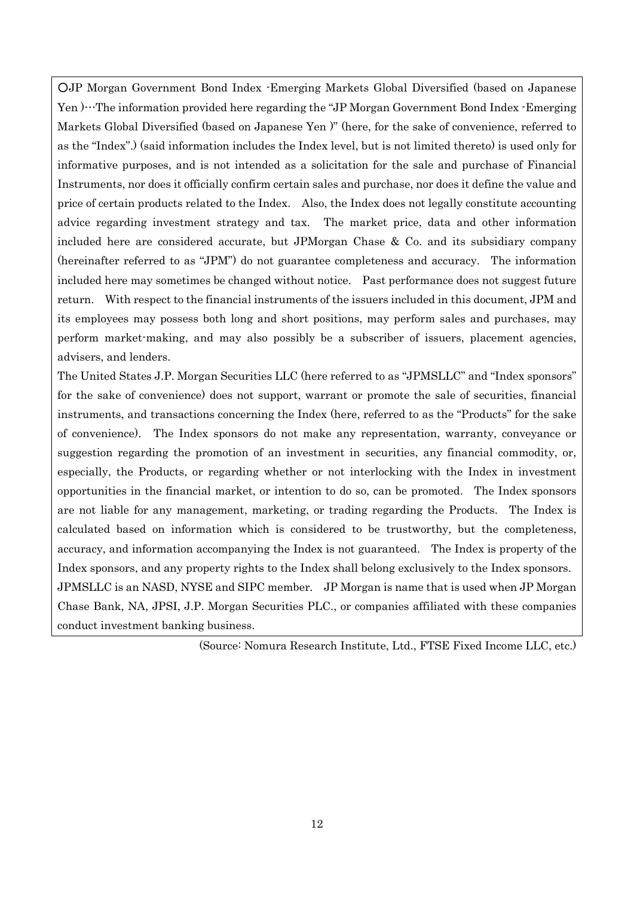○JP Morgan Government Bond Index -Emerging Markets Global Diversified (based on Japanese Yen )…The information provided here regarding the "JP Morgan Government Bond Index -Emerging Markets Global Diversified (based on Japanese Yen )" (here, for the sake of convenience, referred to as the "Index".) (said information includes the Index level, but is not limited thereto) is used only for informative purposes, and is not intended as a solicitation for the sale and purchase of Financial Instruments, nor does it officially confirm certain sales and purchase, nor does it define the value and price of certain products related to the Index. Also, the Index does not legally constitute accounting advice regarding investment strategy and tax. The market price, data and other information included here are considered accurate, but JPMorgan Chase & Co. and its subsidiary company (hereinafter referred to as "JPM") do not guarantee completeness and accuracy. The information included here may sometimes be changed without notice. Past performance does not suggest future return. With respect to the financial instruments of the issuers included in this document, JPM and its employees may possess both long and short positions, may perform sales and purchases, may perform market-making, and may also possibly be a subscriber of issuers, placement agencies, advisers, and lenders.

The United States J.P. Morgan Securities LLC (here referred to as "JPMSLLC" and "Index sponsors" for the sake of convenience) does not support, warrant or promote the sale of securities, financial instruments, and transactions concerning the Index (here, referred to as the "Products" for the sake of convenience). The Index sponsors do not make any representation, warranty, conveyance or suggestion regarding the promotion of an investment in securities, any financial commodity, or, especially, the Products, or regarding whether or not interlocking with the Index in investment opportunities in the financial market, or intention to do so, can be promoted. The Index sponsors are not liable for any management, marketing, or trading regarding the Products. The Index is calculated based on information which is considered to be trustworthy, but the completeness, accuracy, and information accompanying the Index is not guaranteed. The Index is property of the Index sponsors, and any property rights to the Index shall belong exclusively to the Index sponsors.

JPMSLLC is an NASD, NYSE and SIPC member. JP Morgan is name that is used when JP Morgan Chase Bank, NA, JPSI, J.P. Morgan Securities PLC., or companies affiliated with these companies conduct investment banking business.

(Source: Nomura Research Institute, Ltd., FTSE Fixed Income LLC, etc.)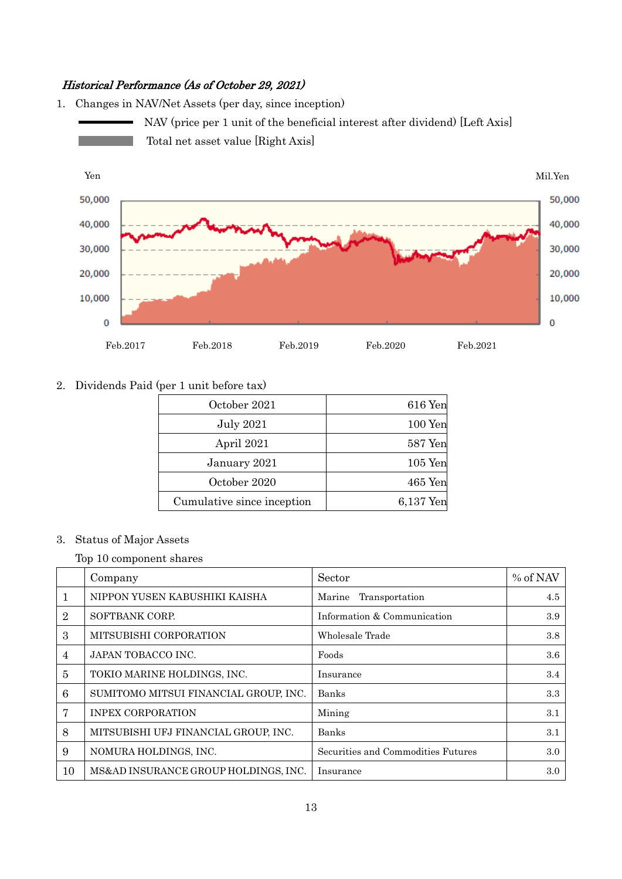*Historical Performance (As of October 29, 2021)*

1. Changes in NAV/Net Assets (per day, since inception)

NAV (price per 1 unit of the beneficial interest after dividend) [Left Axis]

Total net asset value [Right Axis]

2. Dividends Paid (per 1 unit before tax)

| | |
|---|---|
| October 2021 | 616 Yen |
| July 2021 | 100 Yen |
| April 2021 | 587 Yen |
| January 2021 | 105 Yen |
| October 2020 | 465 Yen |
| Cumulative since inception | 6,137 Yen |

3. Status of Major Assets

Top 10 component shares

| | Company | Sector | % of NAV |
|---|---|---|---|
| 1 | NIPPON YUSEN KABUSHIKI KAISHA | Marine Transportation | 4.5 |
| 2 | SOFTBANK CORP. | Information & Communication | 3.9 |
| 3 | MITSUBISHI CORPORATION | Wholesale Trade | 3.8 |
| 4 | JAPAN TOBACCO INC. | Foods | 3.6 |
| 5 | TOKIO MARINE HOLDINGS, INC. | Insurance | 3.4 |
| 6 | SUMITOMO MITSUI FINANCIAL GROUP, INC. | Banks | 3.3 |
| 7 | INPEX CORPORATION | Mining | 3.1 |
| 8 | MITSUBISHI UFJ FINANCIAL GROUP, INC. | Banks | 3.1 |
| 9 | NOMURA HOLDINGS, INC. | Securities and Commodities Futures | 3.0 |
| 10 | MS&AD INSURANCE GROUP HOLDINGS, INC. | Insurance | 3.0 |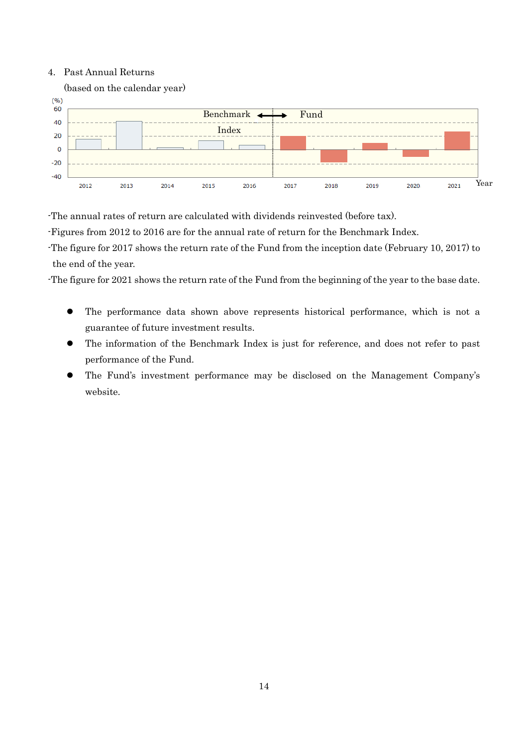4. Past Annual Returns

(based on the calendar year)

(%)

| Year | 2012 | 2013 | 2014 | 2015 | 2016 | 2017 | 2018 | 2019 | 2020 | 2021 |
|---|---|---|---|---|---|---|---|---|---|---|
| | Benchmark Index | | | | | Fund | | | | |

-The annual rates of return are calculated with dividends reinvested (before tax).

-Figures from 2012 to 2016 are for the annual rate of return for the Benchmark Index.

-The figure for 2017 shows the return rate of the Fund from the inception date (February 10, 2017) to the end of the year.

-The figure for 2021 shows the return rate of the Fund from the beginning of the year to the base date.

- The performance data shown above represents historical performance, which is not a guarantee of future investment results.
- The information of the Benchmark Index is just for reference, and does not refer to past performance of the Fund.
- The Fund's investment performance may be disclosed on the Management Company's website.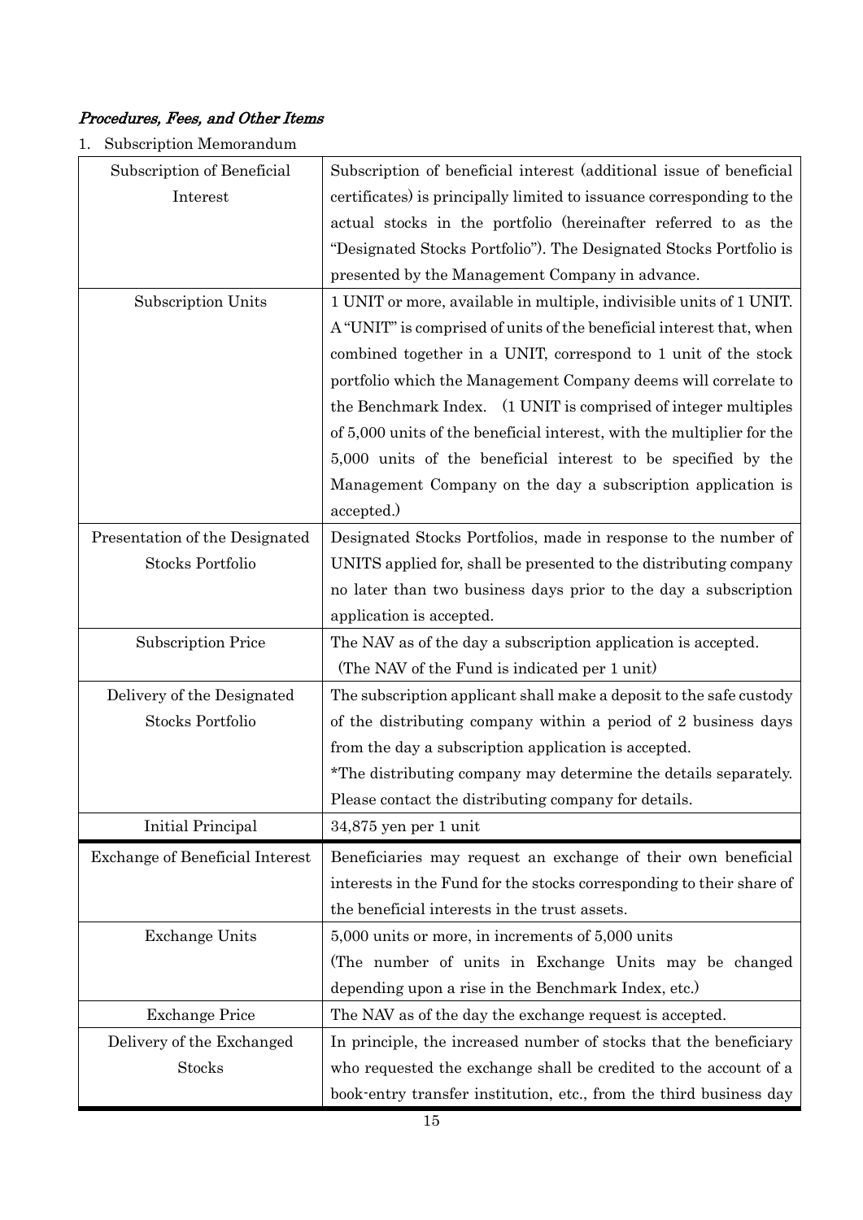## *Procedures, Fees, and Other Items*

1. Subscription Memorandum

| Subscription of Beneficial Interest | Subscription of beneficial interest (additional issue of beneficial certificates) is principally limited to issuance corresponding to the actual stocks in the portfolio (hereinafter referred to as the "Designated Stocks Portfolio"). The Designated Stocks Portfolio is presented by the Management Company in advance. |
|---|---|
| Subscription Units | 1 UNIT or more, available in multiple, indivisible units of 1 UNIT. A "UNIT" is comprised of units of the beneficial interest that, when combined together in a UNIT, correspond to 1 unit of the stock portfolio which the Management Company deems will correlate to the Benchmark Index. (1 UNIT is comprised of integer multiples of 5,000 units of the beneficial interest, with the multiplier for the 5,000 units of the beneficial interest to be specified by the Management Company on the day a subscription application is accepted.) |
| Presentation of the Designated Stocks Portfolio | Designated Stocks Portfolios, made in response to the number of UNITS applied for, shall be presented to the distributing company no later than two business days prior to the day a subscription application is accepted. |
| Subscription Price | The NAV as of the day a subscription application is accepted. (The NAV of the Fund is indicated per 1 unit) |
| Delivery of the Designated Stocks Portfolio | The subscription applicant shall make a deposit to the safe custody of the distributing company within a period of 2 business days from the day a subscription application is accepted. *The distributing company may determine the details separately. Please contact the distributing company for details. |
| Initial Principal | 34,875 yen per 1 unit |
| Exchange of Beneficial Interest | Beneficiaries may request an exchange of their own beneficial interests in the Fund for the stocks corresponding to their share of the beneficial interests in the trust assets. |
| Exchange Units | 5,000 units or more, in increments of 5,000 units (The number of units in Exchange Units may be changed depending upon a rise in the Benchmark Index, etc.) |
| Exchange Price | The NAV as of the day the exchange request is accepted. |
| Delivery of the Exchanged Stocks | In principle, the increased number of stocks that the beneficiary who requested the exchange shall be credited to the account of a book-entry transfer institution, etc., from the third business day |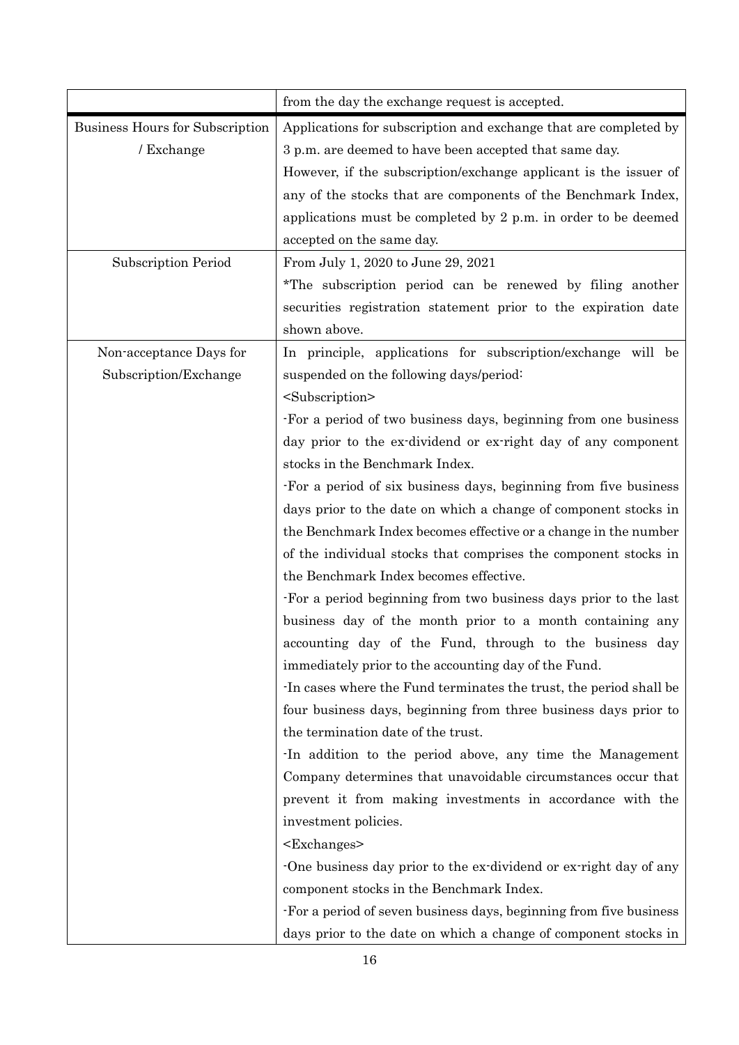| | |
|---|---|
| | from the day the exchange request is accepted. |
| Business Hours for Subscription / Exchange | Applications for subscription and exchange that are completed by 3 p.m. are deemed to have been accepted that same day.<br>However, if the subscription/exchange applicant is the issuer of any of the stocks that are components of the Benchmark Index, applications must be completed by 2 p.m. in order to be deemed accepted on the same day. |
| Subscription Period | From July 1, 2020 to June 29, 2021<br>*The subscription period can be renewed by filing another securities registration statement prior to the expiration date shown above. |
| Non-acceptance Days for Subscription/Exchange | In principle, applications for subscription/exchange will be suspended on the following days/period:<br><Subscription><br>-For a period of two business days, beginning from one business day prior to the ex-dividend or ex-right day of any component stocks in the Benchmark Index.<br>-For a period of six business days, beginning from five business days prior to the date on which a change of component stocks in the Benchmark Index becomes effective or a change in the number of the individual stocks that comprises the component stocks in the Benchmark Index becomes effective.<br>-For a period beginning from two business days prior to the last business day of the month prior to a month containing any accounting day of the Fund, through to the business day immediately prior to the accounting day of the Fund.<br>-In cases where the Fund terminates the trust, the period shall be four business days, beginning from three business days prior to the termination date of the trust.<br>-In addition to the period above, any time the Management Company determines that unavoidable circumstances occur that prevent it from making investments in accordance with the investment policies.<br><Exchanges><br>-One business day prior to the ex-dividend or ex-right day of any component stocks in the Benchmark Index.<br>-For a period of seven business days, beginning from five business days prior to the date on which a change of component stocks in |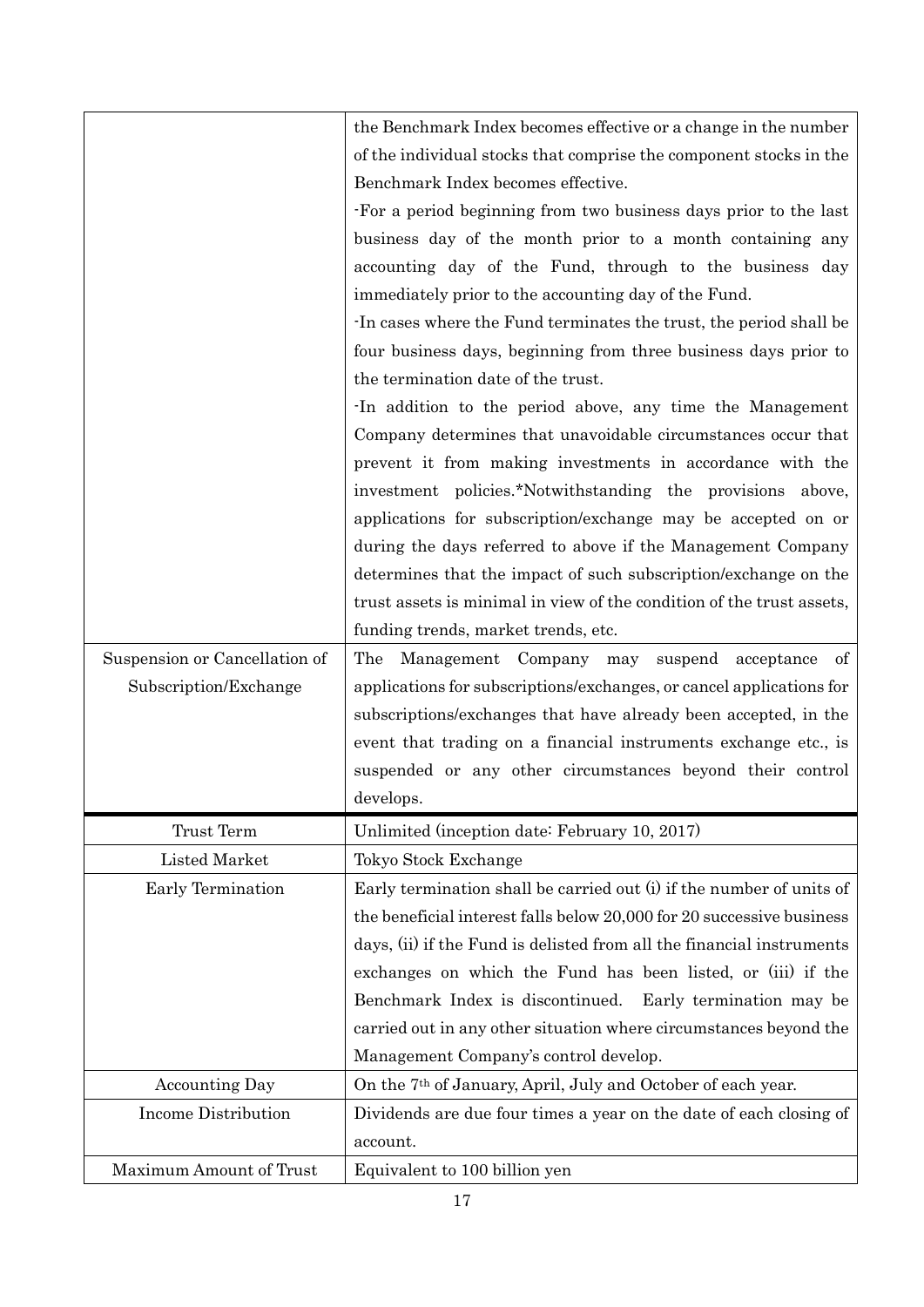| | |
|---|---|
| | the Benchmark Index becomes effective or a change in the number of the individual stocks that comprise the component stocks in the Benchmark Index becomes effective.<br>-For a period beginning from two business days prior to the last business day of the month prior to a month containing any accounting day of the Fund, through to the business day immediately prior to the accounting day of the Fund.<br>-In cases where the Fund terminates the trust, the period shall be four business days, beginning from three business days prior to the termination date of the trust.<br>-In addition to the period above, any time the Management Company determines that unavoidable circumstances occur that prevent it from making investments in accordance with the investment policies.*Notwithstanding the provisions above, applications for subscription/exchange may be accepted on or during the days referred to above if the Management Company determines that the impact of such subscription/exchange on the trust assets is minimal in view of the condition of the trust assets, funding trends, market trends, etc. |
| Suspension or Cancellation of Subscription/Exchange | The Management Company may suspend acceptance of applications for subscriptions/exchanges, or cancel applications for subscriptions/exchanges that have already been accepted, in the event that trading on a financial instruments exchange etc., is suspended or any other circumstances beyond their control develops. |
| Trust Term | Unlimited (inception date: February 10, 2017) |
| Listed Market | Tokyo Stock Exchange |
| Early Termination | Early termination shall be carried out (i) if the number of units of the beneficial interest falls below 20,000 for 20 successive business days, (ii) if the Fund is delisted from all the financial instruments exchanges on which the Fund has been listed, or (iii) if the Benchmark Index is discontinued. Early termination may be carried out in any other situation where circumstances beyond the Management Company's control develop. |
| Accounting Day | On the 7th of January, April, July and October of each year. |
| Income Distribution | Dividends are due four times a year on the date of each closing of account. |
| Maximum Amount of Trust | Equivalent to 100 billion yen |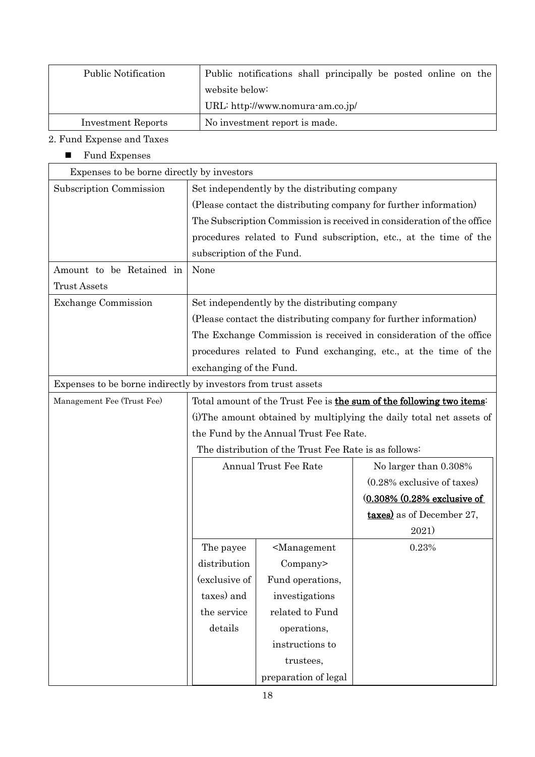| Public Notification | Public notifications shall principally be posted online on the website below:<br>URL: http://www.nomura-am.co.jp/ |
|---|---|
| Investment Reports | No investment report is made. |

2. Fund Expense and Taxes

- Fund Expenses

| Expenses to be borne directly by investors | |
|---|---|
| Subscription Commission | Set independently by the distributing company<br>(Please contact the distributing company for further information)<br>The Subscription Commission is received in consideration of the office procedures related to Fund subscription, etc., at the time of the subscription of the Fund. |
| Amount to be Retained in Trust Assets | None |
| Exchange Commission | Set independently by the distributing company<br>(Please contact the distributing company for further information)<br>The Exchange Commission is received in consideration of the office procedures related to Fund exchanging, etc., at the time of the exchanging of the Fund. |
| **Expenses to be borne indirectly by investors from trust assets** | |
| Management Fee (Trust Fee) | Total amount of the Trust Fee is **the sum of the following two items**:<br>(i)The amount obtained by multiplying the daily total net assets of the Fund by the Annual Trust Fee Rate.<br>The distribution of the Trust Fee Rate is as follows: |

| Annual Trust Fee Rate | | No larger than 0.308% (0.28% exclusive of taxes) (**0.308% (0.28% exclusive of taxes)** as of December 27, 2021) |
|---|---|---|
| The payee distribution (exclusive of taxes) and the service details | <Management Company> Fund operations, investigations related to Fund operations, instructions to trustees, preparation of legal | 0.23% |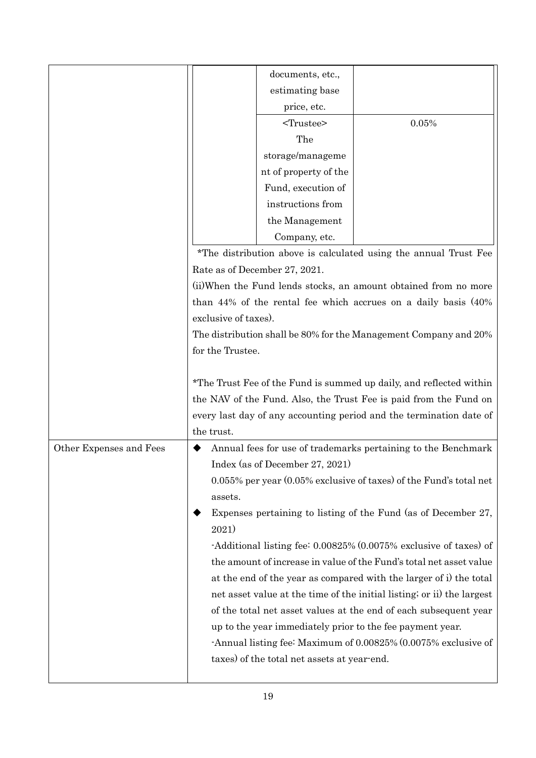| | | | |
|---|---|---|---|
| | | documents, etc., estimating base price, etc. | |
| | | <Trustee> The storage/management of property of the Fund, execution of instructions from the Management Company, etc. | 0.05% |

*The distribution above is calculated using the annual Trust Fee Rate as of December 27, 2021.

(ii)When the Fund lends stocks, an amount obtained from no more than 44% of the rental fee which accrues on a daily basis (40% exclusive of taxes).

The distribution shall be 80% for the Management Company and 20% for the Trustee.

*The Trust Fee of the Fund is summed up daily, and reflected within the NAV of the Fund. Also, the Trust Fee is paid from the Fund on every last day of any accounting period and the termination date of the trust.

| | |
|---|---|
| Other Expenses and Fees | ◆ Annual fees for use of trademarks pertaining to the Benchmark Index (as of December 27, 2021)<br>0.055% per year (0.05% exclusive of taxes) of the Fund's total net assets.<br>◆ Expenses pertaining to listing of the Fund (as of December 27, 2021)<br>-Additional listing fee: 0.00825% (0.0075% exclusive of taxes) of the amount of increase in value of the Fund's total net asset value at the end of the year as compared with the larger of i) the total net asset value at the time of the initial listing; or ii) the largest of the total net asset values at the end of each subsequent year up to the year immediately prior to the fee payment year.<br>-Annual listing fee: Maximum of 0.00825% (0.0075% exclusive of taxes) of the total net assets at year-end. |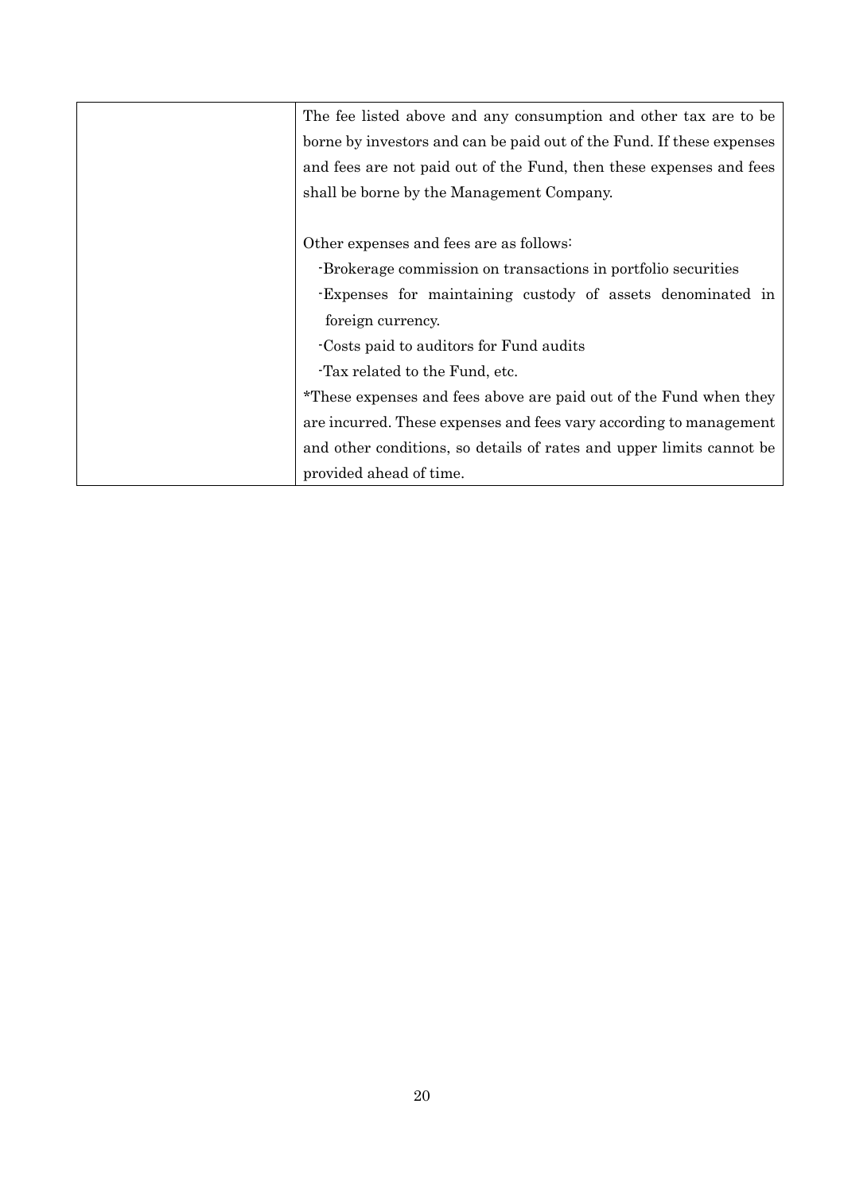|  | The fee listed above and any consumption and other tax are to be borne by investors and can be paid out of the Fund. If these expenses and fees are not paid out of the Fund, then these expenses and fees shall be borne by the Management Company.<br><br>Other expenses and fees are as follows:<br>-Brokerage commission on transactions in portfolio securities<br>-Expenses for maintaining custody of assets denominated in foreign currency.<br>-Costs paid to auditors for Fund audits<br>-Tax related to the Fund, etc.<br>*These expenses and fees above are paid out of the Fund when they are incurred. These expenses and fees vary according to management and other conditions, so details of rates and upper limits cannot be provided ahead of time. |
|---|---|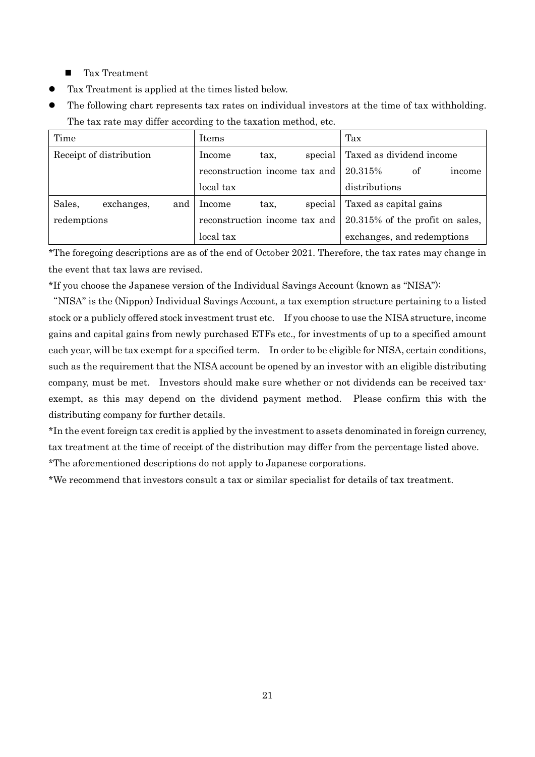- Tax Treatment

- Tax Treatment is applied at the times listed below.
- The following chart represents tax rates on individual investors at the time of tax withholding. The tax rate may differ according to the taxation method, etc.

| Time | Items | Tax |
| --- | --- | --- |
| Receipt of distribution | Income tax, special reconstruction income tax and local tax | Taxed as dividend income 20.315% of income distributions |
| Sales, exchanges, and redemptions | Income tax, special reconstruction income tax and local tax | Taxed as capital gains 20.315% of the profit on sales, exchanges, and redemptions |

*The foregoing descriptions are as of the end of October 2021. Therefore, the tax rates may change in the event that tax laws are revised.

*If you choose the Japanese version of the Individual Savings Account (known as "NISA"):

"NISA" is the (Nippon) Individual Savings Account, a tax exemption structure pertaining to a listed stock or a publicly offered stock investment trust etc. If you choose to use the NISA structure, income gains and capital gains from newly purchased ETFs etc., for investments of up to a specified amount each year, will be tax exempt for a specified term. In order to be eligible for NISA, certain conditions, such as the requirement that the NISA account be opened by an investor with an eligible distributing company, must be met. Investors should make sure whether or not dividends can be received tax-exempt, as this may depend on the dividend payment method. Please confirm this with the distributing company for further details.

*In the event foreign tax credit is applied by the investment to assets denominated in foreign currency, tax treatment at the time of receipt of the distribution may differ from the percentage listed above.

*The aforementioned descriptions do not apply to Japanese corporations.

*We recommend that investors consult a tax or similar specialist for details of tax treatment.